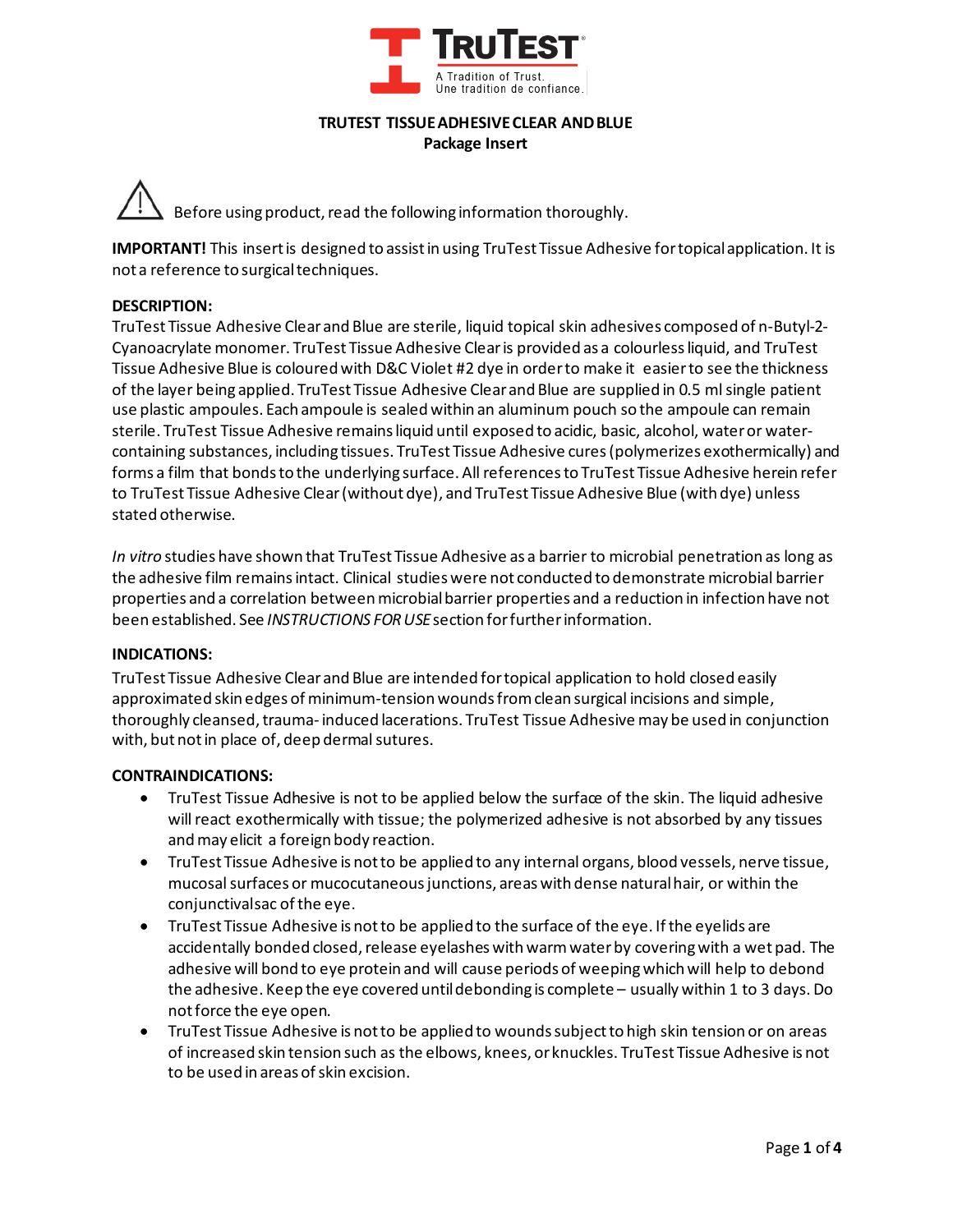TruTest
A Tradition of Trust.
Une tradition de confiance.

# TRUTEST TISSUE ADHESIVE CLEAR AND BLUE
## Package Insert

⚠ Before using product, read the following information thoroughly.

**IMPORTANT!** This insert is designed to assist in using TruTest Tissue Adhesive for topical application. It is not a reference to surgical techniques.

### DESCRIPTION:

TruTest Tissue Adhesive Clear and Blue are sterile, liquid topical skin adhesives composed of n-Butyl-2-Cyanoacrylate monomer. TruTest Tissue Adhesive Clear is provided as a colourless liquid, and TruTest Tissue Adhesive Blue is coloured with D&C Violet #2 dye in order to make it easier to see the thickness of the layer being applied. TruTest Tissue Adhesive Clear and Blue are supplied in 0.5 ml single patient use plastic ampoules. Each ampoule is sealed within an aluminum pouch so the ampoule can remain sterile. TruTest Tissue Adhesive remains liquid until exposed to acidic, basic, alcohol, water or water-containing substances, including tissues. TruTest Tissue Adhesive cures (polymerizes exothermically) and forms a film that bonds to the underlying surface. All references to TruTest Tissue Adhesive herein refer to TruTest Tissue Adhesive Clear (without dye), and TruTest Tissue Adhesive Blue (with dye) unless stated otherwise.

*In vitro* studies have shown that TruTest Tissue Adhesive as a barrier to microbial penetration as long as the adhesive film remains intact. Clinical studies were not conducted to demonstrate microbial barrier properties and a correlation between microbial barrier properties and a reduction in infection have not been established. See *INSTRUCTIONS FOR USE* section for further information.

### INDICATIONS:

TruTest Tissue Adhesive Clear and Blue are intended for topical application to hold closed easily approximated skin edges of minimum-tension wounds from clean surgical incisions and simple, thoroughly cleansed, trauma- induced lacerations. TruTest Tissue Adhesive may be used in conjunction with, but not in place of, deep dermal sutures.

### CONTRAINDICATIONS:

- TruTest Tissue Adhesive is not to be applied below the surface of the skin. The liquid adhesive will react exothermically with tissue; the polymerized adhesive is not absorbed by any tissues and may elicit a foreign body reaction.
- TruTest Tissue Adhesive is not to be applied to any internal organs, blood vessels, nerve tissue, mucosal surfaces or mucocutaneous junctions, areas with dense natural hair, or within the conjunctival sac of the eye.
- TruTest Tissue Adhesive is not to be applied to the surface of the eye. If the eyelids are accidentally bonded closed, release eyelashes with warm water by covering with a wet pad. The adhesive will bond to eye protein and will cause periods of weeping which will help to debond the adhesive. Keep the eye covered until debonding is complete – usually within 1 to 3 days. Do not force the eye open.
- TruTest Tissue Adhesive is not to be applied to wounds subject to high skin tension or on areas of increased skin tension such as the elbows, knees, or knuckles. TruTest Tissue Adhesive is not to be used in areas of skin excision.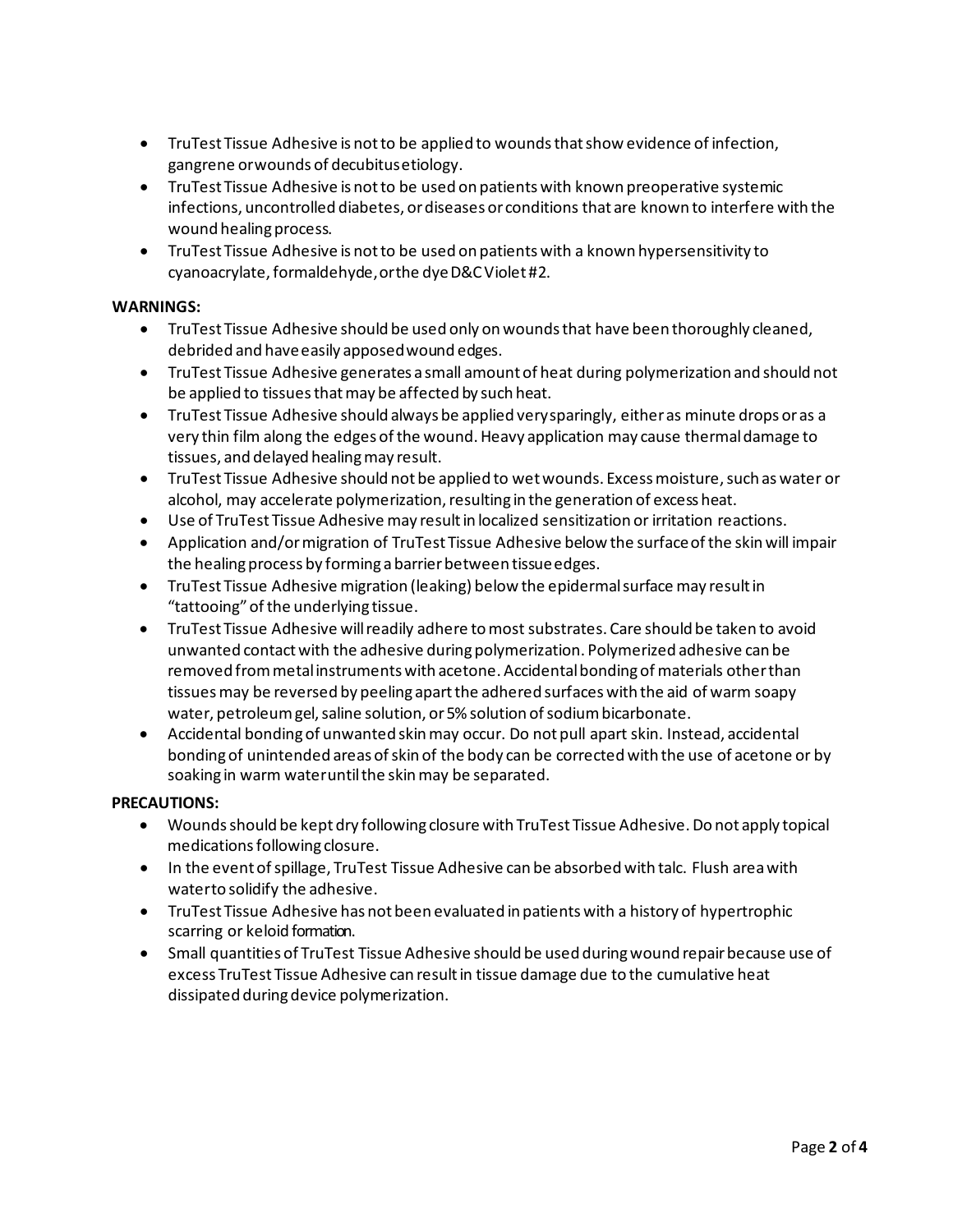- TruTest Tissue Adhesive is not to be applied to wounds that show evidence of infection, gangrene or wounds of decubitus etiology.
- TruTest Tissue Adhesive is not to be used on patients with known preoperative systemic infections, uncontrolled diabetes, or diseases or conditions that are known to interfere with the wound healing process.
- TruTest Tissue Adhesive is not to be used on patients with a known hypersensitivity to cyanoacrylate, formaldehyde, or the dye D&C Violet #2.

**WARNINGS:**

- TruTest Tissue Adhesive should be used only on wounds that have been thoroughly cleaned, debrided and have easily apposed wound edges.
- TruTest Tissue Adhesive generates a small amount of heat during polymerization and should not be applied to tissues that may be affected by such heat.
- TruTest Tissue Adhesive should always be applied very sparingly, either as minute drops or as a very thin film along the edges of the wound. Heavy application may cause thermal damage to tissues, and delayed healing may result.
- TruTest Tissue Adhesive should not be applied to wet wounds. Excess moisture, such as water or alcohol, may accelerate polymerization, resulting in the generation of excess heat.
- Use of TruTest Tissue Adhesive may result in localized sensitization or irritation reactions.
- Application and/or migration of TruTest Tissue Adhesive below the surface of the skin will impair the healing process by forming a barrier between tissue edges.
- TruTest Tissue Adhesive migration (leaking) below the epidermal surface may result in "tattooing" of the underlying tissue.
- TruTest Tissue Adhesive will readily adhere to most substrates. Care should be taken to avoid unwanted contact with the adhesive during polymerization. Polymerized adhesive can be removed from metal instruments with acetone. Accidental bonding of materials other than tissues may be reversed by peeling apart the adhered surfaces with the aid of warm soapy water, petroleum gel, saline solution, or 5% solution of sodium bicarbonate.
- Accidental bonding of unwanted skin may occur. Do not pull apart skin. Instead, accidental bonding of unintended areas of skin of the body can be corrected with the use of acetone or by soaking in warm water until the skin may be separated.

**PRECAUTIONS:**

- Wounds should be kept dry following closure with TruTest Tissue Adhesive. Do not apply topical medications following closure.
- In the event of spillage, TruTest Tissue Adhesive can be absorbed with talc. Flush area with water to solidify the adhesive.
- TruTest Tissue Adhesive has not been evaluated in patients with a history of hypertrophic scarring or keloid formation.
- Small quantities of TruTest Tissue Adhesive should be used during wound repair because use of excess TruTest Tissue Adhesive can result in tissue damage due to the cumulative heat dissipated during device polymerization.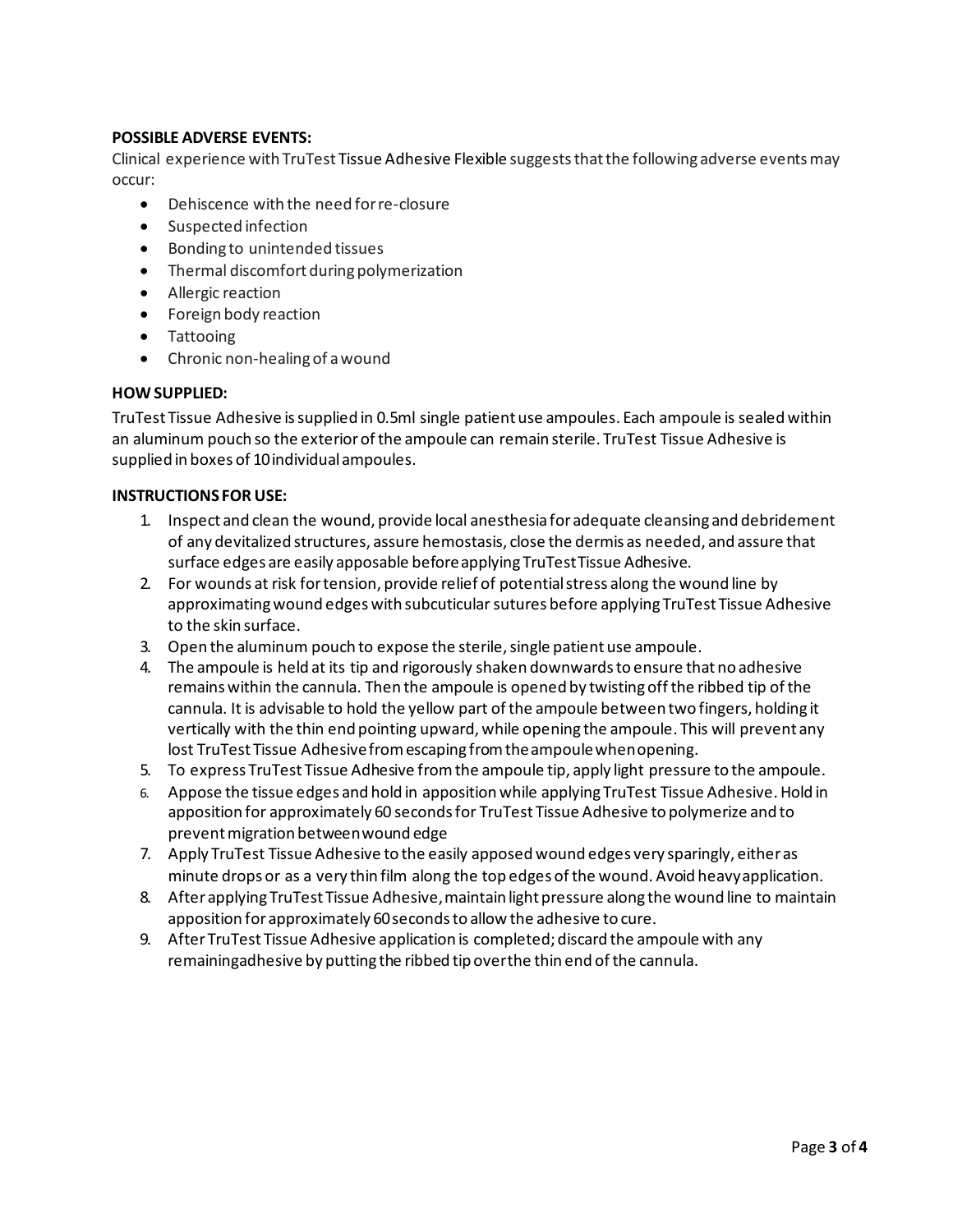**POSSIBLE ADVERSE EVENTS:**

Clinical experience with TruTest Tissue Adhesive Flexible suggests that the following adverse events may occur:

- Dehiscence with the need for re-closure
- Suspected infection
- Bonding to unintended tissues
- Thermal discomfort during polymerization
- Allergic reaction
- Foreign body reaction
- Tattooing
- Chronic non-healing of a wound

**HOW SUPPLIED:**

TruTest Tissue Adhesive is supplied in 0.5ml single patient use ampoules. Each ampoule is sealed within an aluminum pouch so the exterior of the ampoule can remain sterile. TruTest Tissue Adhesive is supplied in boxes of 10 individual ampoules.

**INSTRUCTIONS FOR USE:**

1. Inspect and clean the wound, provide local anesthesia for adequate cleansing and debridement of any devitalized structures, assure hemostasis, close the dermis as needed, and assure that surface edges are easily apposable before applying TruTest Tissue Adhesive.
2. For wounds at risk for tension, provide relief of potential stress along the wound line by approximating wound edges with subcuticular sutures before applying TruTest Tissue Adhesive to the skin surface.
3. Open the aluminum pouch to expose the sterile, single patient use ampoule.
4. The ampoule is held at its tip and rigorously shaken downwards to ensure that no adhesive remains within the cannula. Then the ampoule is opened by twisting off the ribbed tip of the cannula. It is advisable to hold the yellow part of the ampoule between two fingers, holding it vertically with the thin end pointing upward, while opening the ampoule. This will prevent any lost TruTest Tissue Adhesive from escaping from the ampoule when opening.
5. To express TruTest Tissue Adhesive from the ampoule tip, apply light pressure to the ampoule.
6. Appose the tissue edges and hold in apposition while applying TruTest Tissue Adhesive. Hold in apposition for approximately 60 seconds for TruTest Tissue Adhesive to polymerize and to prevent migration between wound edge
7. Apply TruTest Tissue Adhesive to the easily apposed wound edges very sparingly, either as minute drops or as a very thin film along the top edges of the wound. Avoid heavy application.
8. After applying TruTest Tissue Adhesive, maintain light pressure along the wound line to maintain apposition for approximately 60 seconds to allow the adhesive to cure.
9. After TruTest Tissue Adhesive application is completed; discard the ampoule with any remaining adhesive by putting the ribbed tip over the thin end of the cannula.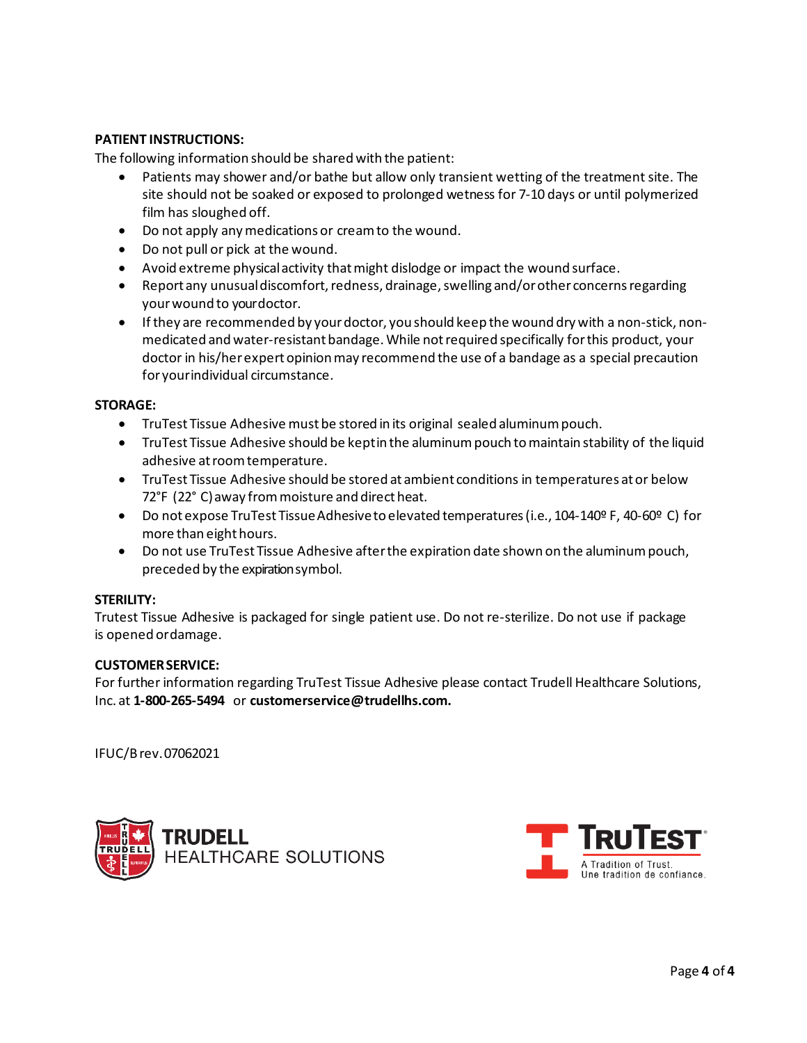**PATIENT INSTRUCTIONS:**

The following information should be shared with the patient:

- Patients may shower and/or bathe but allow only transient wetting of the treatment site. The site should not be soaked or exposed to prolonged wetness for 7-10 days or until polymerized film has sloughed off.
- Do not apply any medications or cream to the wound.
- Do not pull or pick at the wound.
- Avoid extreme physical activity that might dislodge or impact the wound surface.
- Report any unusual discomfort, redness, drainage, swelling and/or other concerns regarding your wound to your doctor.
- If they are recommended by your doctor, you should keep the wound dry with a non-stick, non-medicated and water-resistant bandage. While not required specifically for this product, your doctor in his/her expert opinion may recommend the use of a bandage as a special precaution for your individual circumstance.

**STORAGE:**

- TruTest Tissue Adhesive must be stored in its original sealed aluminum pouch.
- TruTest Tissue Adhesive should be kept in the aluminum pouch to maintain stability of the liquid adhesive at room temperature.
- TruTest Tissue Adhesive should be stored at ambient conditions in temperatures at or below 72°F (22° C) away from moisture and direct heat.
- Do not expose TruTest Tissue Adhesive to elevated temperatures (i.e., 104-140º F, 40-60º C) for more than eight hours.
- Do not use TruTest Tissue Adhesive after the expiration date shown on the aluminum pouch, preceded by the expiration symbol.

**STERILITY:**

Trutest Tissue Adhesive is packaged for single patient use. Do not re-sterilize. Do not use if package is opened or damage.

**CUSTOMER SERVICE:**

For further information regarding TruTest Tissue Adhesive please contact Trudell Healthcare Solutions, Inc. at **1-800-265-5494** or **customerservice@trudellhs.com.**

IFUC/B rev. 07062021

TRUDELL HEALTHCARE SOLUTIONS

TRUTEST A Tradition of Trust. Une tradition de confiance.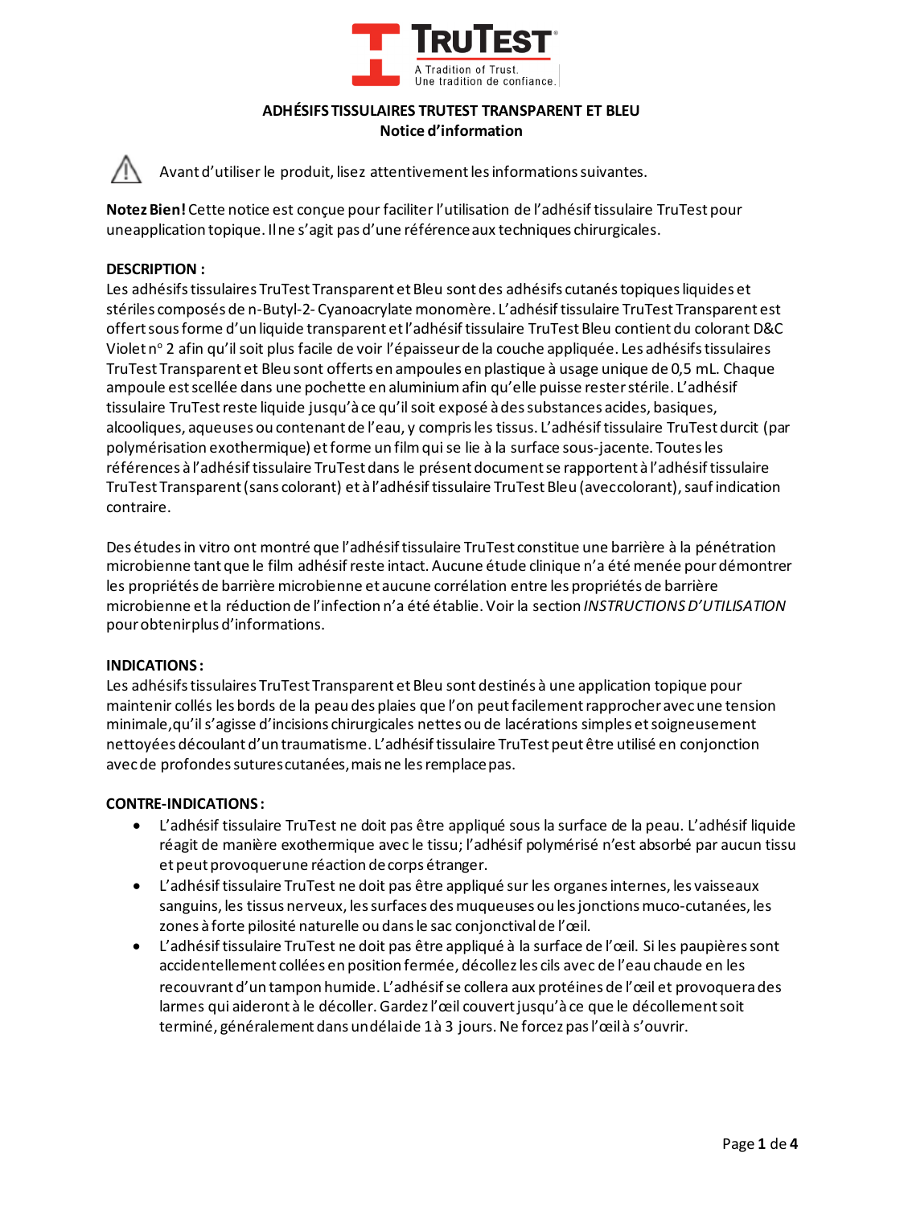**TRUTEST**

A Tradition of Trust.
Une tradition de confiance.

**ADHÉSIFS TISSULAIRES TRUTEST TRANSPARENT ET BLEU**
**Notice d'information**

⚠ Avant d'utiliser le produit, lisez attentivement les informations suivantes.

**Notez Bien!** Cette notice est conçue pour faciliter l'utilisation de l'adhésif tissulaire TruTest pour une application topique. Il ne s'agit pas d'une référence aux techniques chirurgicales.

**DESCRIPTION :**
Les adhésifs tissulaires TruTest Transparent et Bleu sont des adhésifs cutanés topiques liquides et stériles composés de n-Butyl-2- Cyanoacrylate monomère. L'adhésif tissulaire TruTest Transparent est offert sous forme d'un liquide transparent et l'adhésif tissulaire TruTest Bleu contient du colorant D&C Violet n° 2 afin qu'il soit plus facile de voir l'épaisseur de la couche appliquée. Les adhésifs tissulaires TruTest Transparent et Bleu sont offerts en ampoules en plastique à usage unique de 0,5 mL. Chaque ampoule est scellée dans une pochette en aluminium afin qu'elle puisse rester stérile. L'adhésif tissulaire TruTest reste liquide jusqu'à ce qu'il soit exposé à des substances acides, basiques, alcooliques, aqueuses ou contenant de l'eau, y compris les tissus. L'adhésif tissulaire TruTest durcit (par polymérisation exothermique) et forme un film qui se lie à la surface sous-jacente. Toutes les références à l'adhésif tissulaire TruTest dans le présent document se rapportent à l'adhésif tissulaire TruTest Transparent (sans colorant) et à l'adhésif tissulaire TruTest Bleu (avec colorant), sauf indication contraire.

Des études in vitro ont montré que l'adhésif tissulaire TruTest constitue une barrière à la pénétration microbienne tant que le film adhésif reste intact. Aucune étude clinique n'a été menée pour démontrer les propriétés de barrière microbienne et aucune corrélation entre les propriétés de barrière microbienne et la réduction de l'infection n'a été établie. Voir la section *INSTRUCTIONS D'UTILISATION* pour obtenir plus d'informations.

**INDICATIONS :**
Les adhésifs tissulaires TruTest Transparent et Bleu sont destinés à une application topique pour maintenir collés les bords de la peau des plaies que l'on peut facilement rapprocher avec une tension minimale, qu'il s'agisse d'incisions chirurgicales nettes ou de lacérations simples et soigneusement nettoyées découlant d'un traumatisme. L'adhésif tissulaire TruTest peut être utilisé en conjonction avec de profondes sutures cutanées, mais ne les remplace pas.

**CONTRE-INDICATIONS :**

- L'adhésif tissulaire TruTest ne doit pas être appliqué sous la surface de la peau. L'adhésif liquide réagit de manière exothermique avec le tissu; l'adhésif polymérisé n'est absorbé par aucun tissu et peut provoquer une réaction de corps étranger.
- L'adhésif tissulaire TruTest ne doit pas être appliqué sur les organes internes, les vaisseaux sanguins, les tissus nerveux, les surfaces des muqueuses ou les jonctions muco-cutanées, les zones à forte pilosité naturelle ou dans le sac conjonctival de l'œil.
- L'adhésif tissulaire TruTest ne doit pas être appliqué à la surface de l'œil. Si les paupières sont accidentellement collées en position fermée, décollez les cils avec de l'eau chaude en les recouvrant d'un tampon humide. L'adhésif se collera aux protéines de l'œil et provoquera des larmes qui aideront à le décoller. Gardez l'œil couvert jusqu'à ce que le décollement soit terminé, généralement dans un délai de 1 à 3 jours. Ne forcez pas l'œil à s'ouvrir.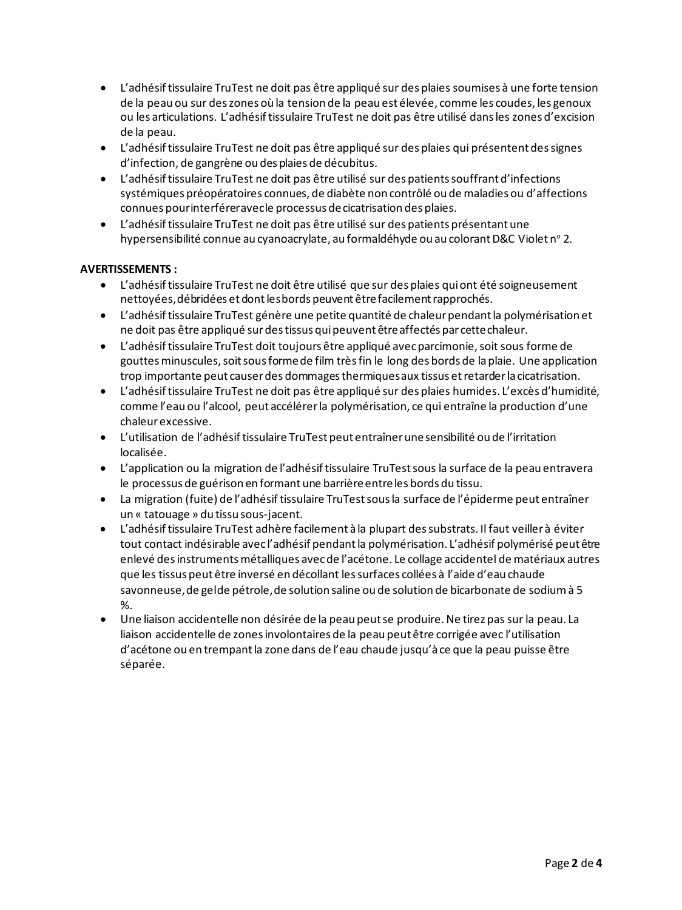- L'adhésif tissulaire TruTest ne doit pas être appliqué sur des plaies soumises à une forte tension de la peau ou sur des zones où la tension de la peau est élevée, comme les coudes, les genoux ou les articulations. L'adhésif tissulaire TruTest ne doit pas être utilisé dans les zones d'excision de la peau.
- L'adhésif tissulaire TruTest ne doit pas être appliqué sur des plaies qui présentent des signes d'infection, de gangrène ou des plaies de décubitus.
- L'adhésif tissulaire TruTest ne doit pas être utilisé sur des patients souffrant d'infections systémiques préopératoires connues, de diabète non contrôlé ou de maladies ou d'affections connues pour interférer avec le processus de cicatrisation des plaies.
- L'adhésif tissulaire TruTest ne doit pas être utilisé sur des patients présentant une hypersensibilité connue au cyanoacrylate, au formaldéhyde ou au colorant D&C Violet n° 2.

**AVERTISSEMENTS :**

- L'adhésif tissulaire TruTest ne doit être utilisé que sur des plaies qui ont été soigneusement nettoyées, débridées et dont les bords peuvent être facilement rapprochés.
- L'adhésif tissulaire TruTest génère une petite quantité de chaleur pendant la polymérisation et ne doit pas être appliqué sur des tissus qui peuvent être affectés par cette chaleur.
- L'adhésif tissulaire TruTest doit toujours être appliqué avec parcimonie, soit sous forme de gouttes minuscules, soit sous forme de film très fin le long des bords de la plaie. Une application trop importante peut causer des dommages thermiques aux tissus et retarder la cicatrisation.
- L'adhésif tissulaire TruTest ne doit pas être appliqué sur des plaies humides. L'excès d'humidité, comme l'eau ou l'alcool, peut accélérer la polymérisation, ce qui entraîne la production d'une chaleur excessive.
- L'utilisation de l'adhésif tissulaire TruTest peut entraîner une sensibilité ou de l'irritation localisée.
- L'application ou la migration de l'adhésif tissulaire TruTest sous la surface de la peau entravera le processus de guérison en formant une barrière entre les bords du tissu.
- La migration (fuite) de l'adhésif tissulaire TruTest sous la surface de l'épiderme peut entraîner un « tatouage » du tissu sous-jacent.
- L'adhésif tissulaire TruTest adhère facilement à la plupart des substrats. Il faut veiller à éviter tout contact indésirable avec l'adhésif pendant la polymérisation. L'adhésif polymérisé peut être enlevé des instruments métalliques avec de l'acétone. Le collage accidentel de matériaux autres que les tissus peut être inversé en décollant les surfaces collées à l'aide d'eau chaude savonneuse, de gel de pétrole, de solution saline ou de solution de bicarbonate de sodium à 5 %.
- Une liaison accidentelle non désirée de la peau peut se produire. Ne tirez pas sur la peau. La liaison accidentelle de zones involontaires de la peau peut être corrigée avec l'utilisation d'acétone ou en trempant la zone dans de l'eau chaude jusqu'à ce que la peau puisse être séparée.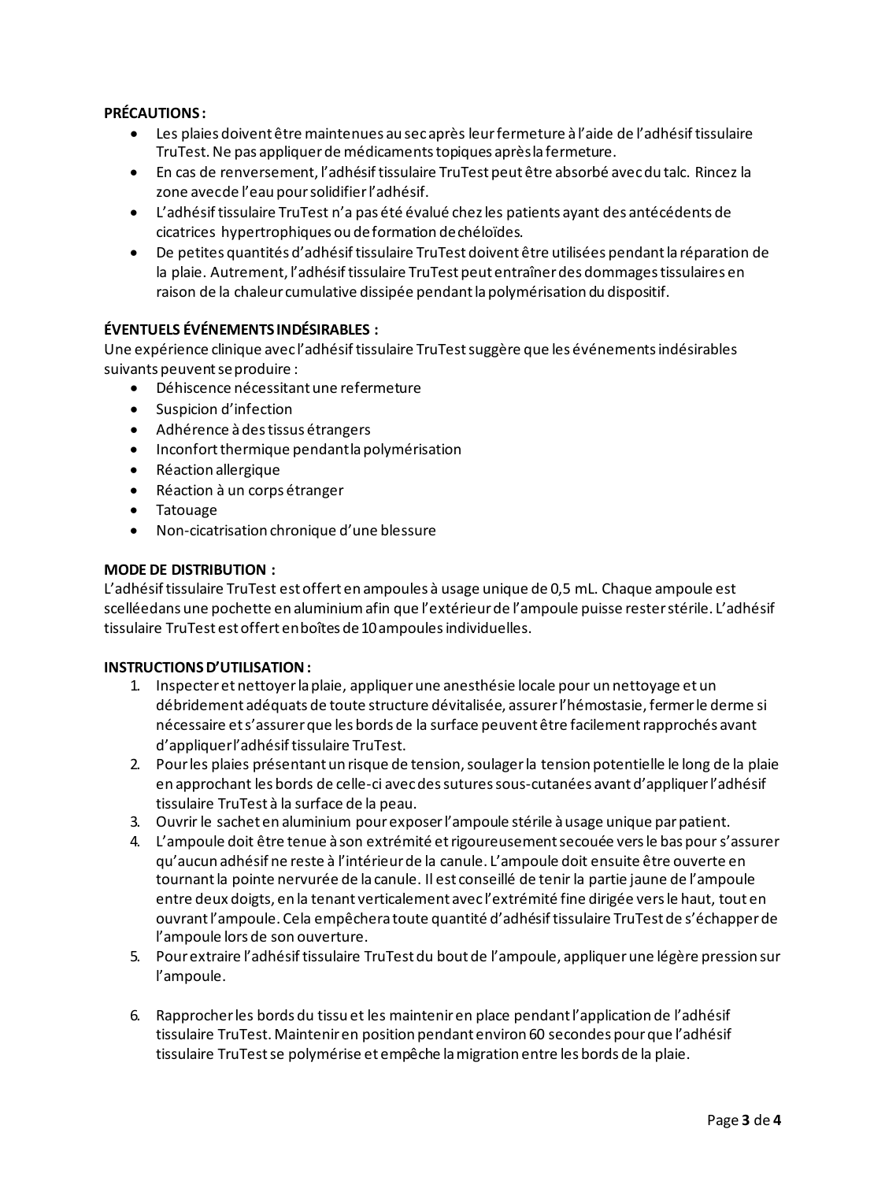**PRÉCAUTIONS :**

- Les plaies doivent être maintenues au sec après leur fermeture à l'aide de l'adhésif tissulaire TruTest. Ne pas appliquer de médicaments topiques après la fermeture.
- En cas de renversement, l'adhésif tissulaire TruTest peut être absorbé avec du talc. Rincez la zone avec de l'eau pour solidifier l'adhésif.
- L'adhésif tissulaire TruTest n'a pas été évalué chez les patients ayant des antécédents de cicatrices hypertrophiques ou de formation de chéloïdes.
- De petites quantités d'adhésif tissulaire TruTest doivent être utilisées pendant la réparation de la plaie. Autrement, l'adhésif tissulaire TruTest peut entraîner des dommages tissulaires en raison de la chaleur cumulative dissipée pendant la polymérisation du dispositif.

**ÉVENTUELS ÉVÉNEMENTS INDÉSIRABLES :**

Une expérience clinique avec l'adhésif tissulaire TruTest suggère que les événements indésirables suivants peuvent se produire :

- Déhiscence nécessitant une refermeture
- Suspicion d'infection
- Adhérence à des tissus étrangers
- Inconfort thermique pendant la polymérisation
- Réaction allergique
- Réaction à un corps étranger
- Tatouage
- Non-cicatrisation chronique d'une blessure

**MODE DE DISTRIBUTION :**

L'adhésif tissulaire TruTest est offert en ampoules à usage unique de 0,5 mL. Chaque ampoule est scellée dans une pochette en aluminium afin que l'extérieur de l'ampoule puisse rester stérile. L'adhésif tissulaire TruTest est offert en boîtes de 10 ampoules individuelles.

**INSTRUCTIONS D'UTILISATION :**

1. Inspecter et nettoyer la plaie, appliquer une anesthésie locale pour un nettoyage et un débridement adéquats de toute structure dévitalisée, assurer l'hémostasie, fermer le derme si nécessaire et s'assurer que les bords de la surface peuvent être facilement rapprochés avant d'appliquer l'adhésif tissulaire TruTest.
2. Pour les plaies présentant un risque de tension, soulager la tension potentielle le long de la plaie en approchant les bords de celle-ci avec des sutures sous-cutanées avant d'appliquer l'adhésif tissulaire TruTest à la surface de la peau.
3. Ouvrir le sachet en aluminium pour exposer l'ampoule stérile à usage unique par patient.
4. L'ampoule doit être tenue à son extrémité et rigoureusement secouée vers le bas pour s'assurer qu'aucun adhésif ne reste à l'intérieur de la canule. L'ampoule doit ensuite être ouverte en tournant la pointe nervurée de la canule. Il est conseillé de tenir la partie jaune de l'ampoule entre deux doigts, en la tenant verticalement avec l'extrémité fine dirigée vers le haut, tout en ouvrant l'ampoule. Cela empêchera toute quantité d'adhésif tissulaire TruTest de s'échapper de l'ampoule lors de son ouverture.
5. Pour extraire l'adhésif tissulaire TruTest du bout de l'ampoule, appliquer une légère pression sur l'ampoule.
6. Rapprocher les bords du tissu et les maintenir en place pendant l'application de l'adhésif tissulaire TruTest. Maintenir en position pendant environ 60 secondes pour que l'adhésif tissulaire TruTest se polymérise et empêche la migration entre les bords de la plaie.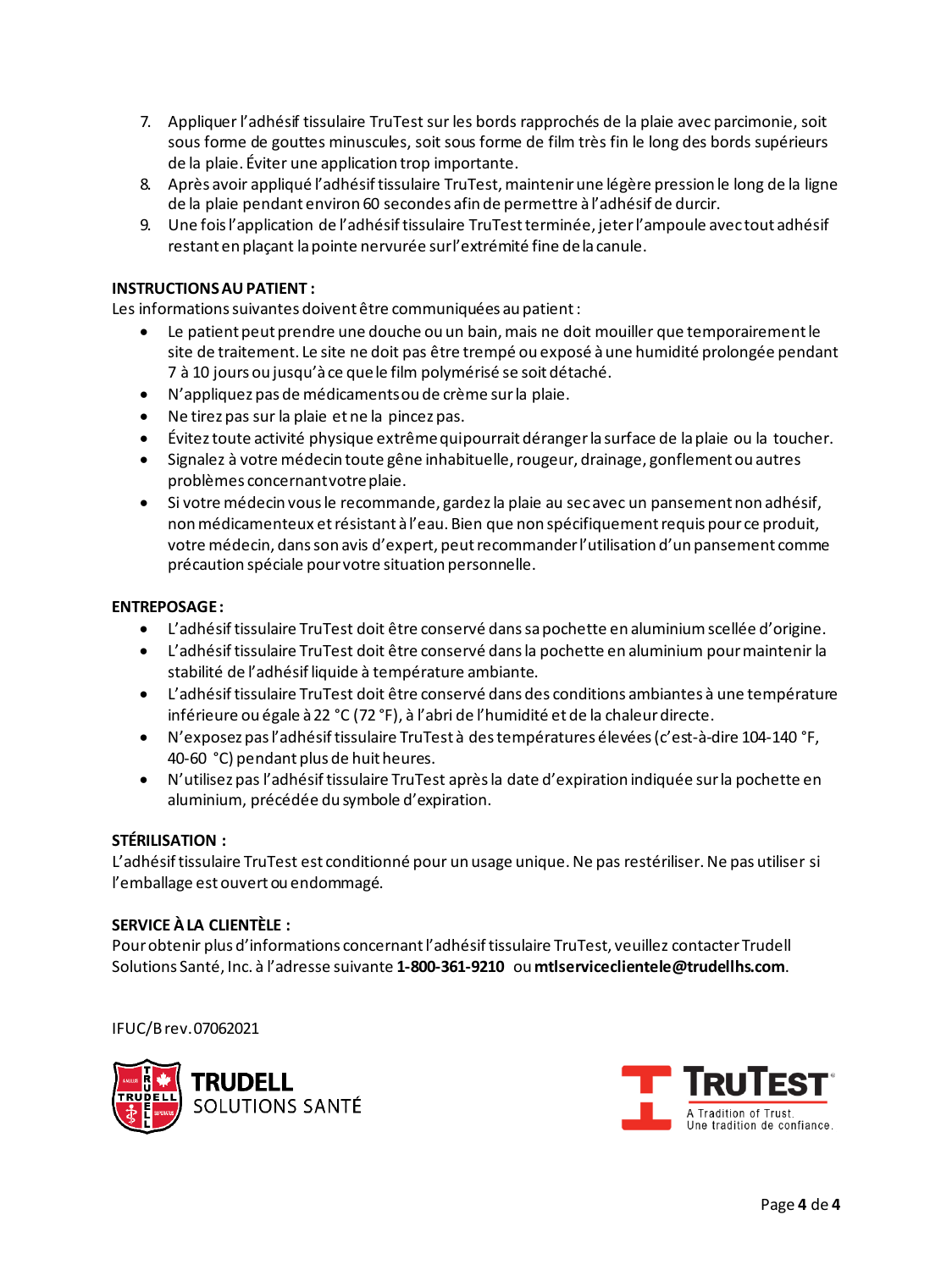7. Appliquer l'adhésif tissulaire TruTest sur les bords rapprochés de la plaie avec parcimonie, soit sous forme de gouttes minuscules, soit sous forme de film très fin le long des bords supérieurs de la plaie. Éviter une application trop importante.
8. Après avoir appliqué l'adhésif tissulaire TruTest, maintenir une légère pression le long de la ligne de la plaie pendant environ 60 secondes afin de permettre à l'adhésif de durcir.
9. Une fois l'application de l'adhésif tissulaire TruTest terminée, jeter l'ampoule avec tout adhésif restant en plaçant la pointe nervurée sur l'extrémité fine de la canule.

**INSTRUCTIONS AU PATIENT :**

Les informations suivantes doivent être communiquées au patient :

- Le patient peut prendre une douche ou un bain, mais ne doit mouiller que temporairement le site de traitement. Le site ne doit pas être trempé ou exposé à une humidité prolongée pendant 7 à 10 jours ou jusqu'à ce que le film polymérisé se soit détaché.
- N'appliquez pas de médicaments ou de crème sur la plaie.
- Ne tirez pas sur la plaie et ne la pincez pas.
- Évitez toute activité physique extrême qui pourrait déranger la surface de la plaie ou la toucher.
- Signalez à votre médecin toute gêne inhabituelle, rougeur, drainage, gonflement ou autres problèmes concernant votre plaie.
- Si votre médecin vous le recommande, gardez la plaie au sec avec un pansement non adhésif, non médicamenteux et résistant à l'eau. Bien que non spécifiquement requis pour ce produit, votre médecin, dans son avis d'expert, peut recommander l'utilisation d'un pansement comme précaution spéciale pour votre situation personnelle.

**ENTREPOSAGE :**

- L'adhésif tissulaire TruTest doit être conservé dans sa pochette en aluminium scellée d'origine.
- L'adhésif tissulaire TruTest doit être conservé dans la pochette en aluminium pour maintenir la stabilité de l'adhésif liquide à température ambiante.
- L'adhésif tissulaire TruTest doit être conservé dans des conditions ambiantes à une température inférieure ou égale à 22 °C (72 °F), à l'abri de l'humidité et de la chaleur directe.
- N'exposez pas l'adhésif tissulaire TruTest à des températures élevées (c'est-à-dire 104-140 °F, 40-60 °C) pendant plus de huit heures.
- N'utilisez pas l'adhésif tissulaire TruTest après la date d'expiration indiquée sur la pochette en aluminium, précédée du symbole d'expiration.

**STÉRILISATION :**

L'adhésif tissulaire TruTest est conditionné pour un usage unique. Ne pas restériliser. Ne pas utiliser si l'emballage est ouvert ou endommagé.

**SERVICE À LA CLIENTÈLE :**

Pour obtenir plus d'informations concernant l'adhésif tissulaire TruTest, veuillez contacter Trudell Solutions Santé, Inc. à l'adresse suivante **1-800-361-9210** ou **mtlserviceclientele@trudellhs.com**.

IFUC/B rev. 07062021

TRUDELL SOLUTIONS SANTÉ

TRUTEST® A Tradition of Trust. Une tradition de confiance.